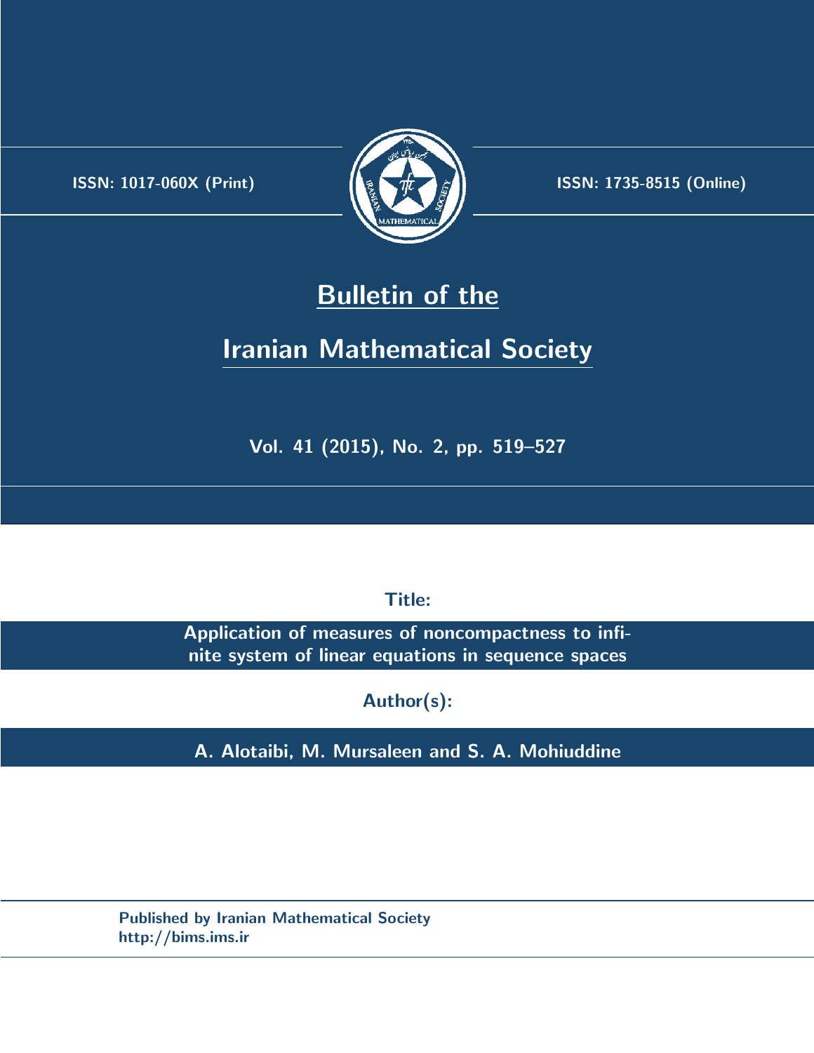ISSN: 1017-060X (Print)

ISSN: 1735-8515 (Online)

# Bulletin of the Iranian Mathematical Society

Vol. 41 (2015), No. 2, pp. 519–527

**Title:**

**Application of measures of noncompactness to infinite system of linear equations in sequence spaces**

**Author(s):**

**A. Alotaibi, M. Mursaleen and S. A. Mohiuddine**

Published by Iranian Mathematical Society
http://bims.ims.ir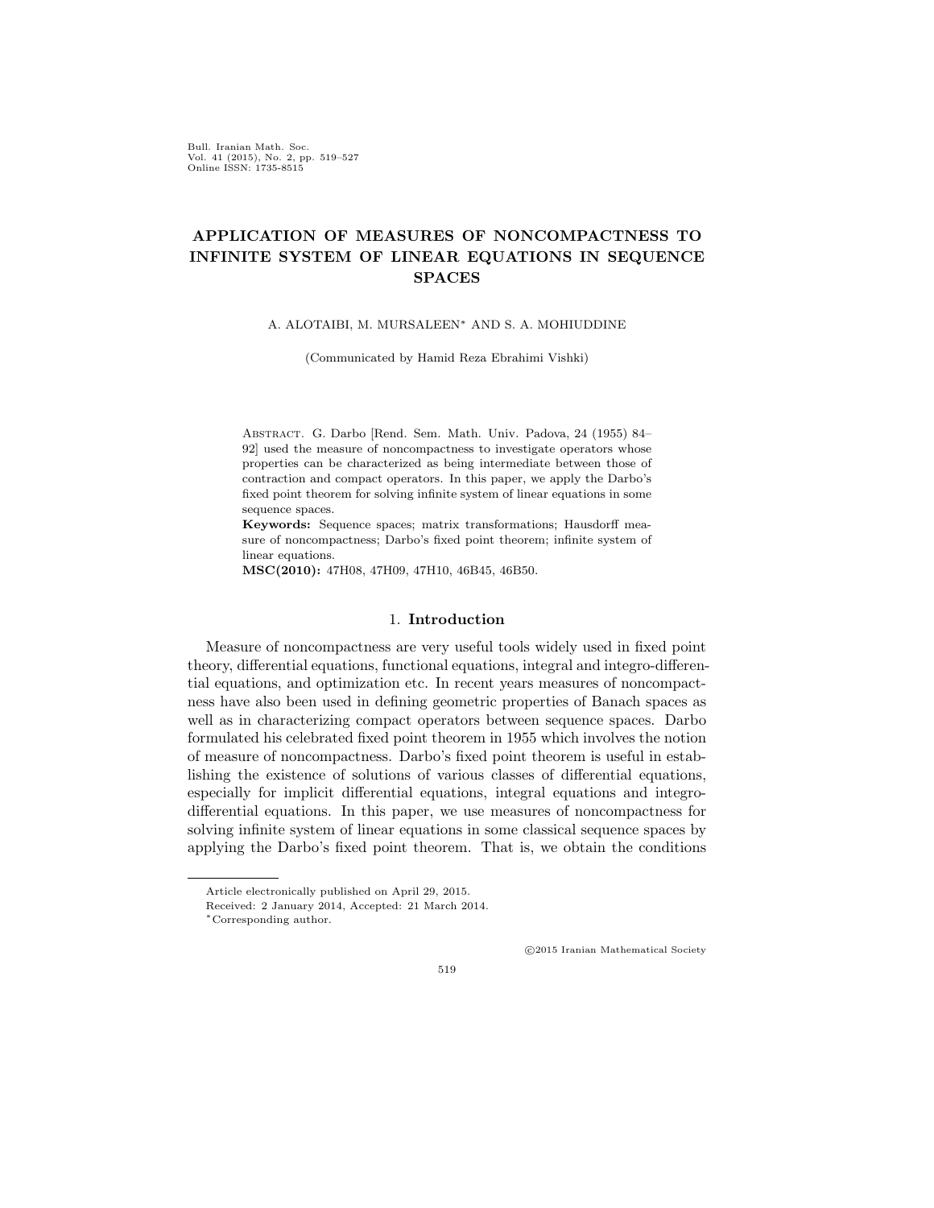# APPLICATION OF MEASURES OF NONCOMPACTNESS TO INFINITE SYSTEM OF LINEAR EQUATIONS IN SEQUENCE SPACES

A. ALOTAIBI, M. MURSALEEN* AND S. A. MOHIUDDINE

(Communicated by Hamid Reza Ebrahimi Vishki)

Abstract. G. Darbo [Rend. Sem. Math. Univ. Padova, 24 (1955) 84–92] used the measure of noncompactness to investigate operators whose properties can be characterized as being intermediate between those of contraction and compact operators. In this paper, we apply the Darbo's fixed point theorem for solving infinite system of linear equations in some sequence spaces.

**Keywords:** Sequence spaces; matrix transformations; Hausdorff measure of noncompactness; Darbo's fixed point theorem; infinite system of linear equations.

**MSC(2010):** 47H08, 47H09, 47H10, 46B45, 46B50.

## 1. Introduction

Measure of noncompactness are very useful tools widely used in fixed point theory, differential equations, functional equations, integral and integro-differential equations, and optimization etc. In recent years measures of noncompactness have also been used in defining geometric properties of Banach spaces as well as in characterizing compact operators between sequence spaces. Darbo formulated his celebrated fixed point theorem in 1955 which involves the notion of measure of noncompactness. Darbo's fixed point theorem is useful in establishing the existence of solutions of various classes of differential equations, especially for implicit differential equations, integral equations and integro-differential equations. In this paper, we use measures of noncompactness for solving infinite system of linear equations in some classical sequence spaces by applying the Darbo's fixed point theorem. That is, we obtain the conditions

Article electronically published on April 29, 2015.

Received: 2 January 2014, Accepted: 21 March 2014.

*Corresponding author.

©2015 Iranian Mathematical Society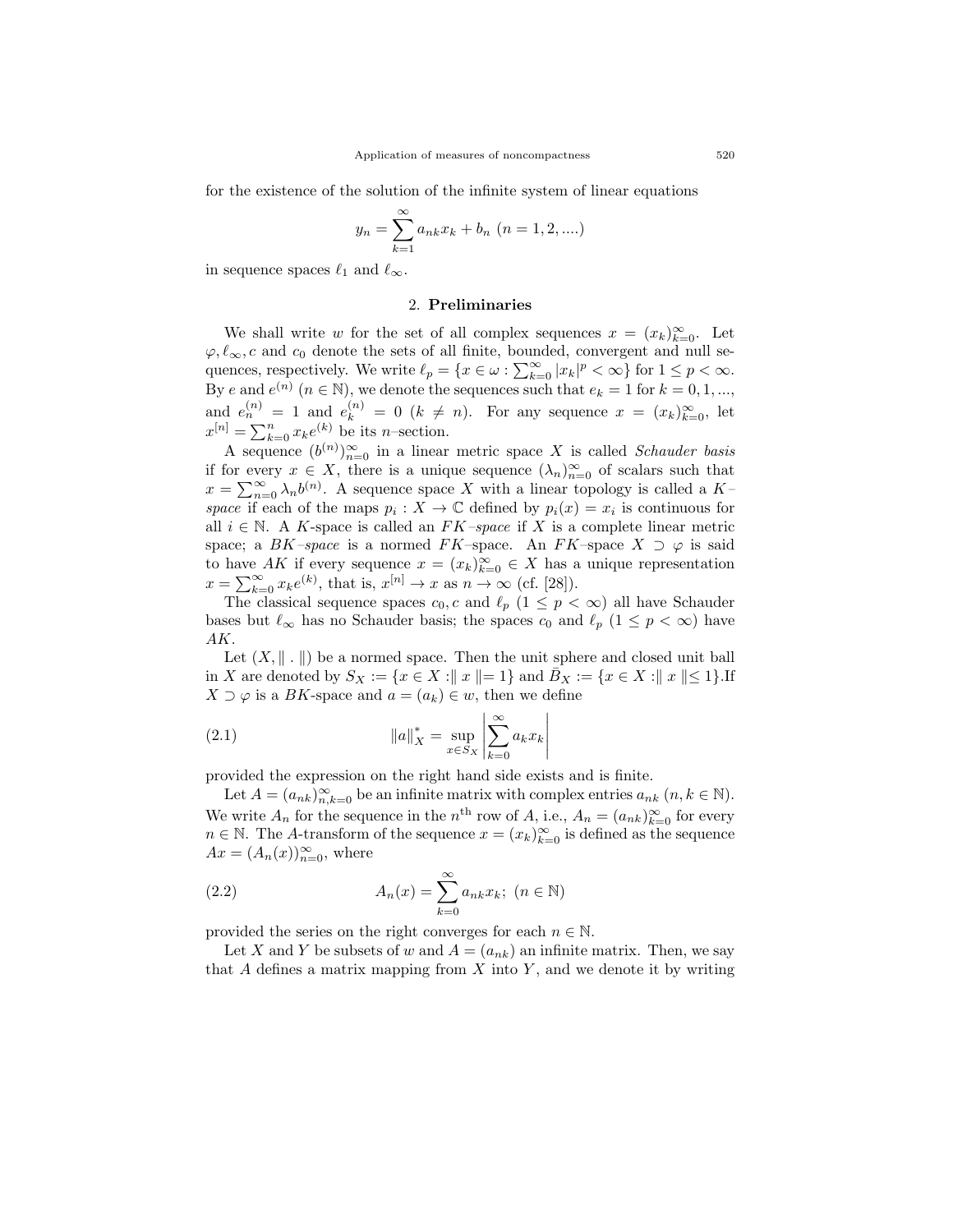for the existence of the solution of the infinite system of linear equations

$$y_n = \sum_{k=1}^{\infty} a_{nk} x_k + b_n \ (n = 1, 2, ....)$$

in sequence spaces $\ell_1$ and $\ell_\infty$.

## 2. **Preliminaries**

We shall write $w$ for the set of all complex sequences $x = (x_k)_{k=0}^{\infty}$. Let $\varphi, \ell_\infty, c$ and $c_0$ denote the sets of all finite, bounded, convergent and null sequences, respectively. We write $\ell_p = \{x \in \omega : \sum_{k=0}^{\infty} |x_k|^p < \infty\}$ for $1 \leq p < \infty$. By $e$ and $e^{(n)}$ $(n \in \mathbb{N})$, we denote the sequences such that $e_k = 1$ for $k = 0, 1, ...,$ and $e_n^{(n)} = 1$ and $e_k^{(n)} = 0$ $(k \neq n)$. For any sequence $x = (x_k)_{k=0}^{\infty}$, let $x^{[n]} = \sum_{k=0}^{n} x_k e^{(k)}$ be its $n$–section.

A sequence $(b^{(n)})_{n=0}^{\infty}$ in a linear metric space $X$ is called *Schauder basis* if for every $x \in X$, there is a unique sequence $(\lambda_n)_{n=0}^{\infty}$ of scalars such that $x = \sum_{n=0}^{\infty} \lambda_n b^{(n)}$. A sequence space $X$ with a linear topology is called a *K–space* if each of the maps $p_i : X \to \mathbb{C}$ defined by $p_i(x) = x_i$ is continuous for all $i \in \mathbb{N}$. A $K$-space is called an *FK–space* if $X$ is a complete linear metric space; a *BK–space* is a normed *FK*–space. An *FK*–space $X \supset \varphi$ is said to have *AK* if every sequence $x = (x_k)_{k=0}^{\infty} \in X$ has a unique representation $x = \sum_{k=0}^{\infty} x_k e^{(k)}$, that is, $x^{[n]} \to x$ as $n \to \infty$ (cf. [28]).

The classical sequence spaces $c_0, c$ and $\ell_p$ $(1 \leq p < \infty)$ all have Schauder bases but $\ell_\infty$ has no Schauder basis; the spaces $c_0$ and $\ell_p$ $(1 \leq p < \infty)$ have *AK*.

Let $(X, \| \, . \, \|)$ be a normed space. Then the unit sphere and closed unit ball in $X$ are denoted by $S_X := \{x \in X : \| x \| = 1\}$ and $\bar{B}_X := \{x \in X : \| x \| \leq 1\}$.If $X \supset \varphi$ is a $BK$-space and $a = (a_k) \in w$, then we define

$$\|a\|_X^* = \sup_{x \in S_X} \left| \sum_{k=0}^{\infty} a_k x_k \right| \tag{2.1}$$

provided the expression on the right hand side exists and is finite.

Let $A = (a_{nk})_{n,k=0}^{\infty}$ be an infinite matrix with complex entries $a_{nk}$ $(n, k \in \mathbb{N})$. We write $A_n$ for the sequence in the $n^{\text{th}}$ row of $A$, i.e., $A_n = (a_{nk})_{k=0}^{\infty}$ for every $n \in \mathbb{N}$. The $A$-transform of the sequence $x = (x_k)_{k=0}^{\infty}$ is defined as the sequence $Ax = (A_n(x))_{n=0}^{\infty}$, where

$$A_n(x) = \sum_{k=0}^{\infty} a_{nk} x_k; \ (n \in \mathbb{N}) \tag{2.2}$$

provided the series on the right converges for each $n \in \mathbb{N}$.

Let $X$ and $Y$ be subsets of $w$ and $A = (a_{nk})$ an infinite matrix. Then, we say that $A$ defines a matrix mapping from $X$ into $Y$, and we denote it by writing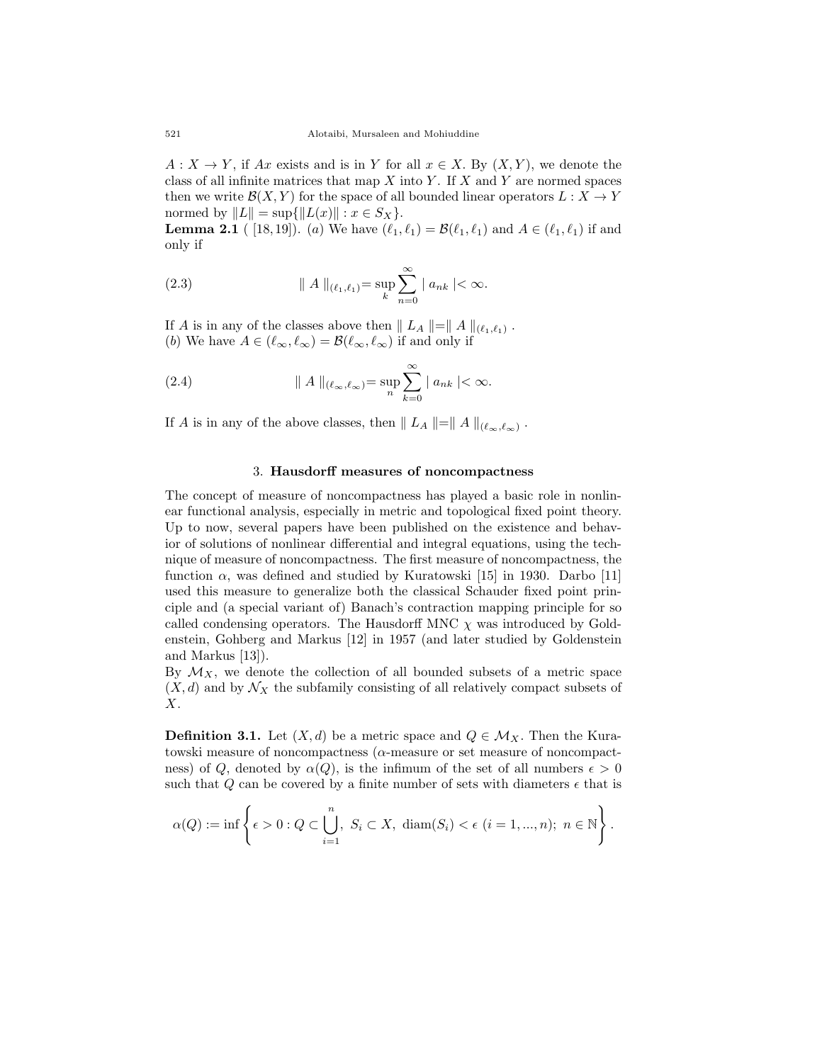$A : X \to Y$, if $Ax$ exists and is in $Y$ for all $x \in X$. By $(X, Y)$, we denote the class of all infinite matrices that map $X$ into $Y$. If $X$ and $Y$ are normed spaces then we write $\mathcal{B}(X, Y)$ for the space of all bounded linear operators $L : X \to Y$ normed by $\|L\| = \sup\{\|L(x)\| : x \in S_X\}$.

**Lemma 2.1** ( [18,19]). (*a*) We have $(\ell_1, \ell_1) = \mathcal{B}(\ell_1, \ell_1)$ and $A \in (\ell_1, \ell_1)$ if and only if

$$\| A \|_{(\ell_1,\ell_1)} = \sup_k \sum_{n=0}^{\infty} | a_{nk} | < \infty. \tag{2.3}$$

If $A$ is in any of the classes above then $\| L_A \| = \| A \|_{(\ell_1,\ell_1)}$ .

(*b*) We have $A \in (\ell_\infty, \ell_\infty) = \mathcal{B}(\ell_\infty, \ell_\infty)$ if and only if

$$\| A \|_{(\ell_\infty,\ell_\infty)} = \sup_n \sum_{k=0}^{\infty} | a_{nk} | < \infty. \tag{2.4}$$

If $A$ is in any of the above classes, then $\| L_A \| = \| A \|_{(\ell_\infty,\ell_\infty)}$ .

## 3. Hausdorff measures of noncompactness

The concept of measure of noncompactness has played a basic role in nonlinear functional analysis, especially in metric and topological fixed point theory. Up to now, several papers have been published on the existence and behavior of solutions of nonlinear differential and integral equations, using the technique of measure of noncompactness. The first measure of noncompactness, the function $\alpha$, was defined and studied by Kuratowski [15] in 1930. Darbo [11] used this measure to generalize both the classical Schauder fixed point principle and (a special variant of) Banach's contraction mapping principle for so called condensing operators. The Hausdorff MNC $\chi$ was introduced by Goldenstein, Gohberg and Markus [12] in 1957 (and later studied by Goldenstine and Markus [13]).

By $\mathcal{M}_X$, we denote the collection of all bounded subsets of a metric space $(X, d)$ and by $\mathcal{N}_X$ the subfamily consisting of all relatively compact subsets of $X$.

**Definition 3.1.** Let $(X, d)$ be a metric space and $Q \in \mathcal{M}_X$. Then the Kuratowski measure of noncompactness ($\alpha$-measure or set measure of noncompactness) of $Q$, denoted by $\alpha(Q)$, is the infimum of the set of all numbers $\epsilon > 0$ such that $Q$ can be covered by a finite number of sets with diameters $\epsilon$ that is

$$\alpha(Q) := \inf \left\{ \epsilon > 0 : Q \subset \bigcup_{i=1}^{n},\ S_i \subset X,\ \operatorname{diam}(S_i) < \epsilon\ (i = 1, ..., n);\ n \in \mathbb{N} \right\}.$$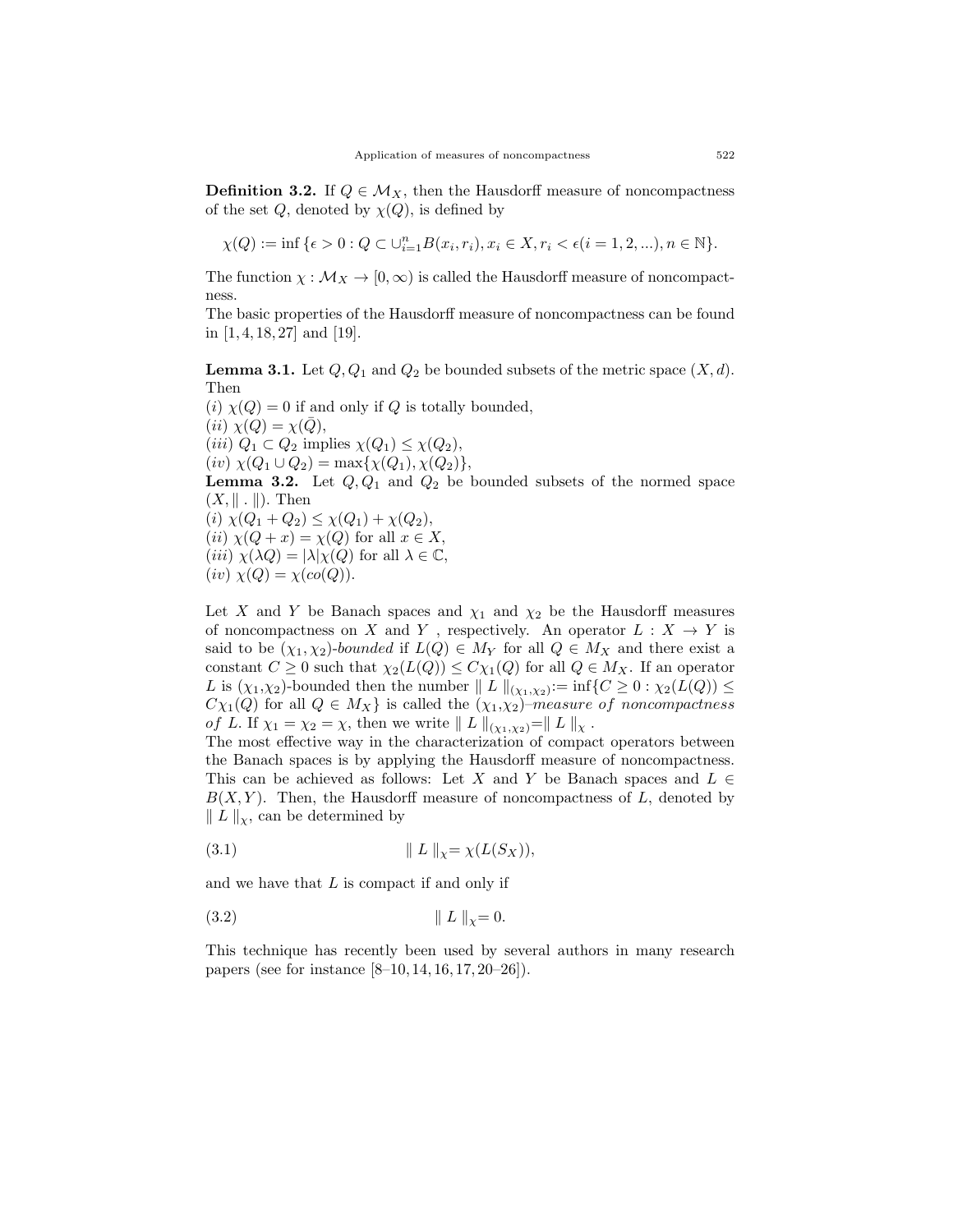**Definition 3.2.** If $Q \in \mathcal{M}_X$, then the Hausdorff measure of noncompactness of the set $Q$, denoted by $\chi(Q)$, is defined by

$$\chi(Q) := \inf \{\epsilon > 0 : Q \subset \cup_{i=1}^{n} B(x_i, r_i), x_i \in X, r_i < \epsilon (i = 1, 2, ...), n \in \mathbb{N}\}.$$

The function $\chi : \mathcal{M}_X \to [0, \infty)$ is called the Hausdorff measure of noncompactness.

The basic properties of the Hausdorff measure of noncompactness can be found in [1, 4, 18, 27] and [19].

**Lemma 3.1.** Let $Q, Q_1$ and $Q_2$ be bounded subsets of the metric space $(X, d)$. Then

$(i)$ $\chi(Q) = 0$ if and only if $Q$ is totally bounded,
$(ii)$ $\chi(Q) = \chi(\bar{Q})$,
$(iii)$ $Q_1 \subset Q_2$ implies $\chi(Q_1) \leq \chi(Q_2)$,
$(iv)$ $\chi(Q_1 \cup Q_2) = \max\{\chi(Q_1), \chi(Q_2)\}$,

**Lemma 3.2.** Let $Q, Q_1$ and $Q_2$ be bounded subsets of the normed space $(X, \| \,.\, \|)$. Then

$(i)$ $\chi(Q_1 + Q_2) \leq \chi(Q_1) + \chi(Q_2)$,
$(ii)$ $\chi(Q + x) = \chi(Q)$ for all $x \in X$,
$(iii)$ $\chi(\lambda Q) = |\lambda| \chi(Q)$ for all $\lambda \in \mathbb{C}$,
$(iv)$ $\chi(Q) = \chi(co(Q))$.

Let $X$ and $Y$ be Banach spaces and $\chi_1$ and $\chi_2$ be the Hausdorff measures of noncompactness on $X$ and $Y$ , respectively. An operator $L : X \to Y$ is said to be $(\chi_1, \chi_2)$-*bounded* if $L(Q) \in M_Y$ for all $Q \in M_X$ and there exist a constant $C \geq 0$ such that $\chi_2(L(Q)) \leq C\chi_1(Q)$ for all $Q \in M_X$. If an operator $L$ is $(\chi_1,\chi_2)$-bounded then the number $\| L \|_{(\chi_1,\chi_2)} := \inf\{C \geq 0 : \chi_2(L(Q)) \leq C\chi_1(Q)$ for all $Q \in M_X\}$ is called the $(\chi_1,\chi_2)$–*measure of noncompactness of* $L$. If $\chi_1 = \chi_2 = \chi$, then we write $\| L \|_{(\chi_1,\chi_2)} = \| L \|_{\chi}$ .

The most effective way in the characterization of compact operators between the Banach spaces is by applying the Hausdorff measure of noncompactness. This can be achieved as follows: Let $X$ and $Y$ be Banach spaces and $L \in B(X, Y)$. Then, the Hausdorff measure of noncompactness of $L$, denoted by $\| L \|_{\chi}$, can be determined by

$$\| L \|_{\chi} = \chi(L(S_X)), \tag{3.1}$$

and we have that $L$ is compact if and only if

$$\| L \|_{\chi} = 0. \tag{3.2}$$

This technique has recently been used by several authors in many research papers (see for instance [8–10, 14, 16, 17, 20–26]).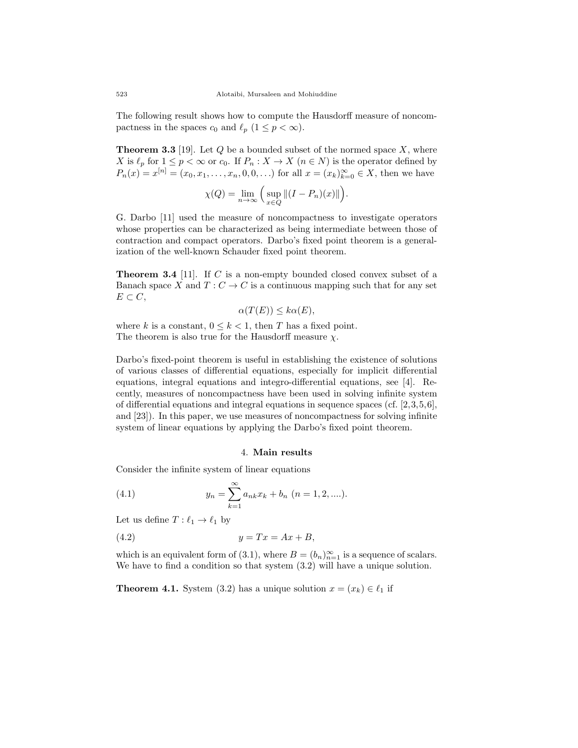The following result shows how to compute the Hausdorff measure of noncompactness in the spaces $c_0$ and $\ell_p$ ($1 \le p < \infty$).

**Theorem 3.3** [19]. Let $Q$ be a bounded subset of the normed space $X$, where $X$ is $\ell_p$ for $1 \le p < \infty$ or $c_0$. If $P_n : X \to X$ ($n \in N$) is the operator defined by $P_n(x) = x^{[n]} = (x_0, x_1, \ldots, x_n, 0, 0, \ldots)$ for all $x = (x_k)_{k=0}^{\infty} \in X$, then we have

$$\chi(Q) = \lim_{n\to\infty} \Big( \sup_{x\in Q} \|(I - P_n)(x)\| \Big).$$

G. Darbo [11] used the measure of noncompactness to investigate operators whose properties can be characterized as being intermediate between those of contraction and compact operators. Darbo's fixed point theorem is a generalization of the well-known Schauder fixed point theorem.

**Theorem 3.4** [11]. If $C$ is a non-empty bounded closed convex subset of a Banach space $X$ and $T : C \to C$ is a continuous mapping such that for any set $E \subset C$,

$$\alpha(T(E)) \le k\alpha(E),$$

where $k$ is a constant, $0 \le k < 1$, then $T$ has a fixed point.
The theorem is also true for the Hausdorff measure $\chi$.

Darbo's fixed-point theorem is useful in establishing the existence of solutions of various classes of differential equations, especially for implicit differential equations, integral equations and integro-differential equations, see [4]. Recently, measures of noncompactness have been used in solving infinite system of differential equations and integral equations in sequence spaces (cf. [2,3,5,6], and [23]). In this paper, we use measures of noncompactness for solving infinite system of linear equations by applying the Darbo's fixed point theorem.

## 4. **Main results**

Consider the infinite system of linear equations

$$y_n = \sum_{k=1}^{\infty} a_{nk}x_k + b_n \ (n = 1, 2, ....). \tag{4.1}$$

Let us define $T : \ell_1 \to \ell_1$ by

$$y = Tx = Ax + B, \tag{4.2}$$

which is an equivalent form of (3.1), where $B = (b_n)_{n=1}^{\infty}$ is a sequence of scalars. We have to find a condition so that system (3.2) will have a unique solution.

**Theorem 4.1.** System (3.2) has a unique solution $x = (x_k) \in \ell_1$ if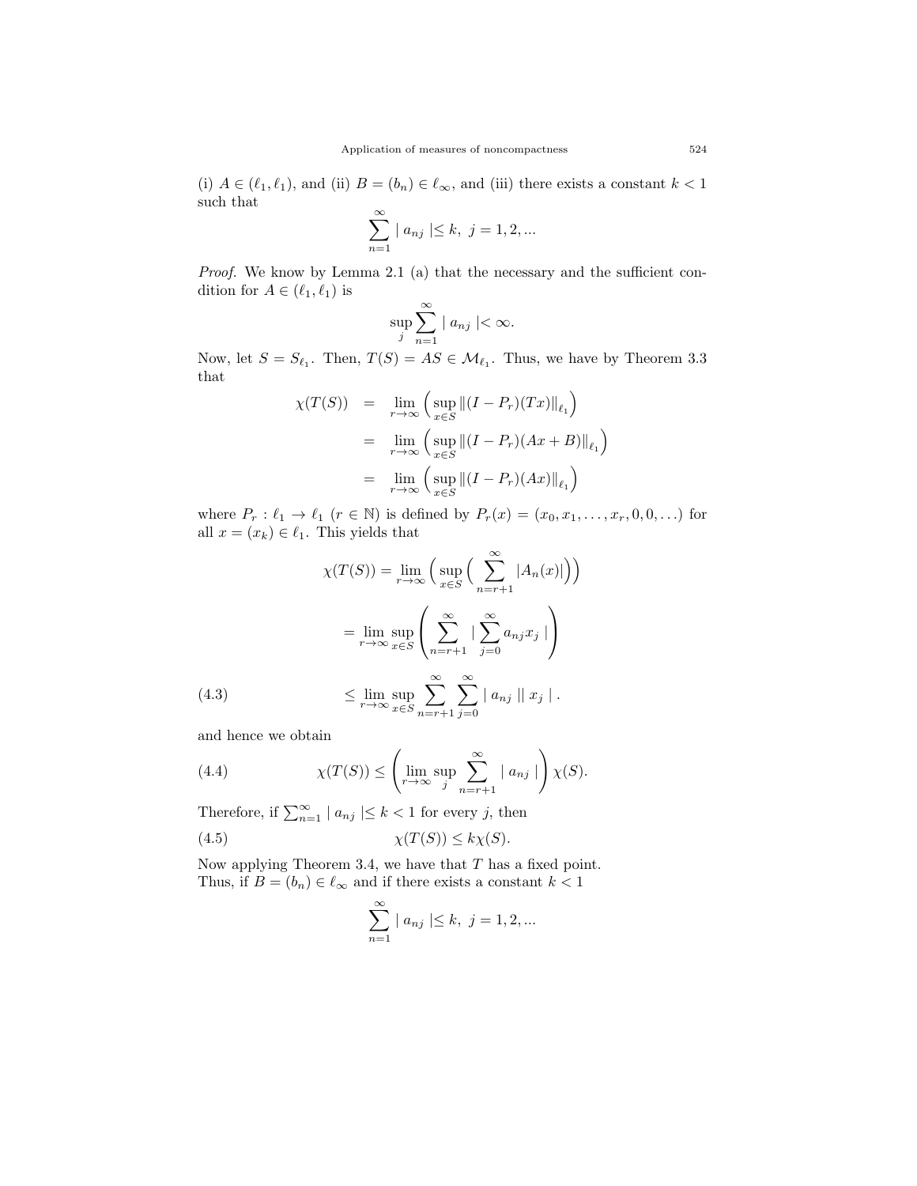(i) $A \in (\ell_1, \ell_1)$, and (ii) $B = (b_n) \in \ell_\infty$, and (iii) there exists a constant $k < 1$ such that

$$\sum_{n=1}^{\infty} | a_{nj} | \leq k, \; j = 1, 2, ...$$

*Proof.* We know by Lemma 2.1 (a) that the necessary and the sufficient condition for $A \in (\ell_1, \ell_1)$ is

$$\sup_j \sum_{n=1}^{\infty} | a_{nj} | < \infty.$$

Now, let $S = S_{\ell_1}$. Then, $T(S) = AS \in \mathcal{M}_{\ell_1}$. Thus, we have by Theorem 3.3 that

$$\begin{aligned}
\chi(T(S)) &= \lim_{r\to\infty} \Big( \sup_{x \in S} \|(I - P_r)(Tx)\|_{\ell_1} \Big) \\
&= \lim_{r\to\infty} \Big( \sup_{x \in S} \|(I - P_r)(Ax + B)\|_{\ell_1} \Big) \\
&= \lim_{r\to\infty} \Big( \sup_{x \in S} \|(I - P_r)(Ax)\|_{\ell_1} \Big)
\end{aligned}$$

where $P_r : \ell_1 \to \ell_1$ $(r \in \mathbb{N})$ is defined by $P_r(x) = (x_0, x_1, \ldots, x_r, 0, 0, \ldots)$ for all $x = (x_k) \in \ell_1$. This yields that

$$\begin{aligned}
\chi(T(S)) &= \lim_{r\to\infty} \Big( \sup_{x \in S} \Big( \sum_{n=r+1}^{\infty} |A_n(x)| \Big) \Big) \\
&= \lim_{r\to\infty} \sup_{x \in S} \left( \sum_{n=r+1}^{\infty} | \sum_{j=0}^{\infty} a_{nj} x_j | \right) \\
&\leq \lim_{r\to\infty} \sup_{x \in S} \sum_{n=r+1}^{\infty} \sum_{j=0}^{\infty} | a_{nj} || x_j | \, . \qquad (4.3)
\end{aligned}$$

and hence we obtain

$$\chi(T(S)) \leq \left( \lim_{r\to\infty} \sup_j \sum_{n=r+1}^{\infty} | a_{nj} | \right) \chi(S). \qquad (4.4)$$

Therefore, if $\sum_{n=1}^{\infty} | a_{nj} | \leq k < 1$ for every $j$, then

$$\chi(T(S)) \leq k \chi(S). \qquad (4.5)$$

Now applying Theorem 3.4, we have that $T$ has a fixed point.
Thus, if $B = (b_n) \in \ell_\infty$ and if there exists a constant $k < 1$

$$\sum_{n=1}^{\infty} | a_{nj} | \leq k, \; j = 1, 2, ...$$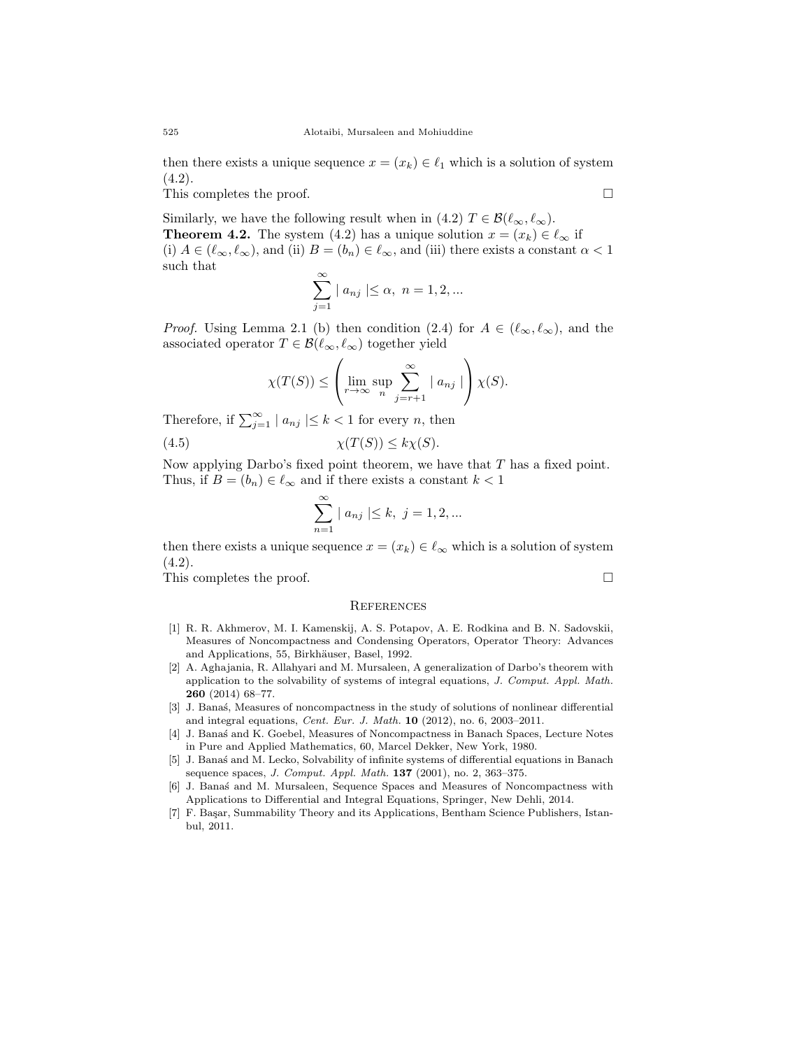then there exists a unique sequence $x = (x_k) \in \ell_1$ which is a solution of system (4.2).

This completes the proof. $\square$

Similarly, we have the following result when in (4.2) $T \in \mathcal{B}(\ell_\infty, \ell_\infty)$.

**Theorem 4.2.** The system (4.2) has a unique solution $x = (x_k) \in \ell_\infty$ if (i) $A \in (\ell_\infty, \ell_\infty)$, and (ii) $B = (b_n) \in \ell_\infty$, and (iii) there exists a constant $\alpha < 1$ such that

$$\sum_{j=1}^{\infty} | a_{nj} | \leq \alpha, \ n = 1, 2, ...$$

*Proof.* Using Lemma 2.1 (b) then condition (2.4) for $A \in (\ell_\infty, \ell_\infty)$, and the associated operator $T \in \mathcal{B}(\ell_\infty, \ell_\infty)$ together yield

$$\chi(T(S)) \leq \left( \lim_{r \to \infty} \sup_n \sum_{j=r+1}^{\infty} | a_{nj} | \right) \chi(S).$$

Therefore, if $\sum_{j=1}^{\infty} | a_{nj} | \leq k < 1$ for every $n$, then

$$\chi(T(S)) \leq k\chi(S). \tag{4.5}$$

Now applying Darbo's fixed point theorem, we have that $T$ has a fixed point. Thus, if $B = (b_n) \in \ell_\infty$ and if there exists a constant $k < 1$

$$\sum_{n=1}^{\infty} | a_{nj} | \leq k, \ j = 1, 2, ...$$

then there exists a unique sequence $x = (x_k) \in \ell_\infty$ which is a solution of system (4.2).

This completes the proof. $\square$

## References

[1] R. R. Akhmerov, M. I. Kamenskij, A. S. Potapov, A. E. Rodkina and B. N. Sadovskii, Measures of Noncompactness and Condensing Operators, Operator Theory: Advances and Applications, 55, Birkhäuser, Basel, 1992.

[2] A. Aghajania, R. Allahyari and M. Mursaleen, A generalization of Darbo's theorem with application to the solvability of systems of integral equations, *J. Comput. Appl. Math.* **260** (2014) 68–77.

[3] J. Banaś, Measures of noncompactness in the study of solutions of nonlinear differential and integral equations, *Cent. Eur. J. Math.* **10** (2012), no. 6, 2003–2011.

[4] J. Banaś and K. Goebel, Measures of Noncompactness in Banach Spaces, Lecture Notes in Pure and Applied Mathematics, 60, Marcel Dekker, New York, 1980.

[5] J. Banaś and M. Lecko, Solvability of infinite systems of differential equations in Banach sequence spaces, *J. Comput. Appl. Math.* **137** (2001), no. 2, 363–375.

[6] J. Banaś and M. Mursaleen, Sequence Spaces and Measures of Noncompactness with Applications to Differential and Integral Equations, Springer, New Dehli, 2014.

[7] F. Başar, Summability Theory and its Applications, Bentham Science Publishers, Istanbul, 2011.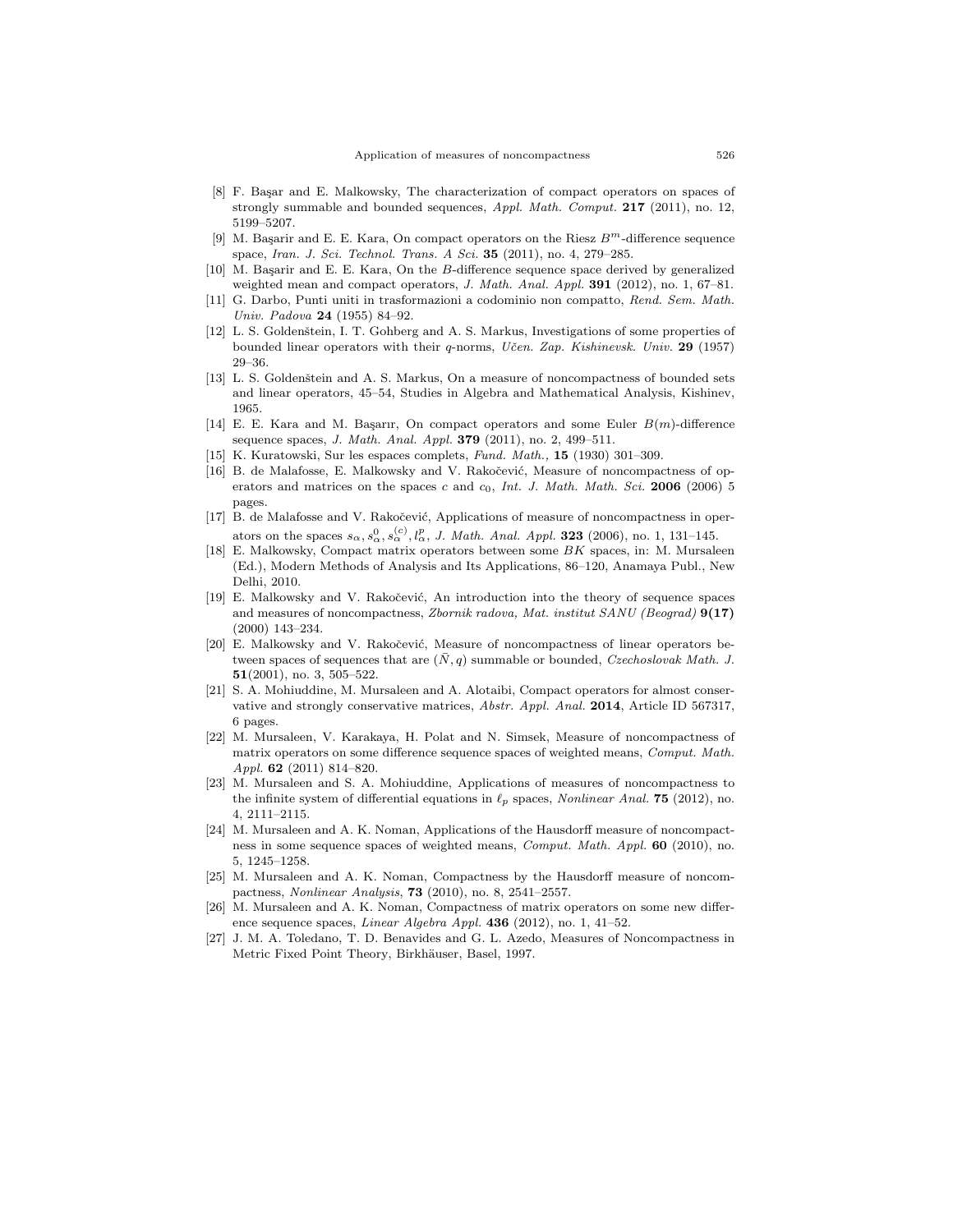[8] F. Başar and E. Malkowsky, The characterization of compact operators on spaces of strongly summable and bounded sequences, *Appl. Math. Comput.* **217** (2011), no. 12, 5199–5207.

[9] M. Başarir and E. E. Kara, On compact operators on the Riesz $B^m$-difference sequence space, *Iran. J. Sci. Technol. Trans. A Sci.* **35** (2011), no. 4, 279–285.

[10] M. Başarir and E. E. Kara, On the $B$-difference sequence space derived by generalized weighted mean and compact operators, *J. Math. Anal. Appl.* **391** (2012), no. 1, 67–81.

[11] G. Darbo, Punti uniti in trasformazioni a codominio non compatto, *Rend. Sem. Math. Univ. Padova* **24** (1955) 84–92.

[12] L. S. Goldenštein, I. T. Gohberg and A. S. Markus, Investigations of some properties of bounded linear operators with their $q$-norms, *Učen. Zap. Kishinevsk. Univ.* **29** (1957) 29–36.

[13] L. S. Goldenštein and A. S. Markus, On a measure of noncompactness of bounded sets and linear operators, 45–54, Studies in Algebra and Mathematical Analysis, Kishinev, 1965.

[14] E. E. Kara and M. Başarır, On compact operators and some Euler $B(m)$-difference sequence spaces, *J. Math. Anal. Appl.* **379** (2011), no. 2, 499–511.

[15] K. Kuratowski, Sur les espaces complets, *Fund. Math.*, **15** (1930) 301–309.

[16] B. de Malafosse, E. Malkowsky and V. Rakočević, Measure of noncompactness of operators and matrices on the spaces $c$ and $c_0$, *Int. J. Math. Math. Sci.* **2006** (2006) 5 pages.

[17] B. de Malafosse and V. Rakočević, Applications of measure of noncompactness in operators on the spaces $s_\alpha, s_\alpha^0, s_\alpha^{(c)}, l_\alpha^p$, *J. Math. Anal. Appl.* **323** (2006), no. 1, 131–145.

[18] E. Malkowsky, Compact matrix operators between some $BK$ spaces, in: M. Mursaleen (Ed.), Modern Methods of Analysis and Its Applications, 86–120, Anamaya Publ., New Delhi, 2010.

[19] E. Malkowsky and V. Rakočević, An introduction into the theory of sequence spaces and measures of noncompactness, *Zbornik radova, Mat. institut SANU (Beograd)* **9(17)** (2000) 143–234.

[20] E. Malkowsky and V. Rakočević, Measure of noncompactness of linear operators between spaces of sequences that are $(\bar{N}, q)$ summable or bounded, *Czechoslovak Math. J.* **51**(2001), no. 3, 505–522.

[21] S. A. Mohiuddine, M. Mursaleen and A. Alotaibi, Compact operators for almost conservative and strongly conservative matrices, *Abstr. Appl. Anal.* **2014**, Article ID 567317, 6 pages.

[22] M. Mursaleen, V. Karakaya, H. Polat and N. Simsek, Measure of noncompactness of matrix operators on some difference sequence spaces of weighted means, *Comput. Math. Appl.* **62** (2011) 814–820.

[23] M. Mursaleen and S. A. Mohiuddine, Applications of measures of noncompactness to the infinite system of differential equations in $\ell_p$ spaces, *Nonlinear Anal.* **75** (2012), no. 4, 2111–2115.

[24] M. Mursaleen and A. K. Noman, Applications of the Hausdorff measure of noncompactness in some sequence spaces of weighted means, *Comput. Math. Appl.* **60** (2010), no. 5, 1245–1258.

[25] M. Mursaleen and A. K. Noman, Compactness by the Hausdorff measure of noncompactness, *Nonlinear Analysis*, **73** (2010), no. 8, 2541–2557.

[26] M. Mursaleen and A. K. Noman, Compactness of matrix operators on some new difference sequence spaces, *Linear Algebra Appl.* **436** (2012), no. 1, 41–52.

[27] J. M. A. Toledano, T. D. Benavides and G. L. Azedo, Measures of Noncompactness in Metric Fixed Point Theory, Birkhäuser, Basel, 1997.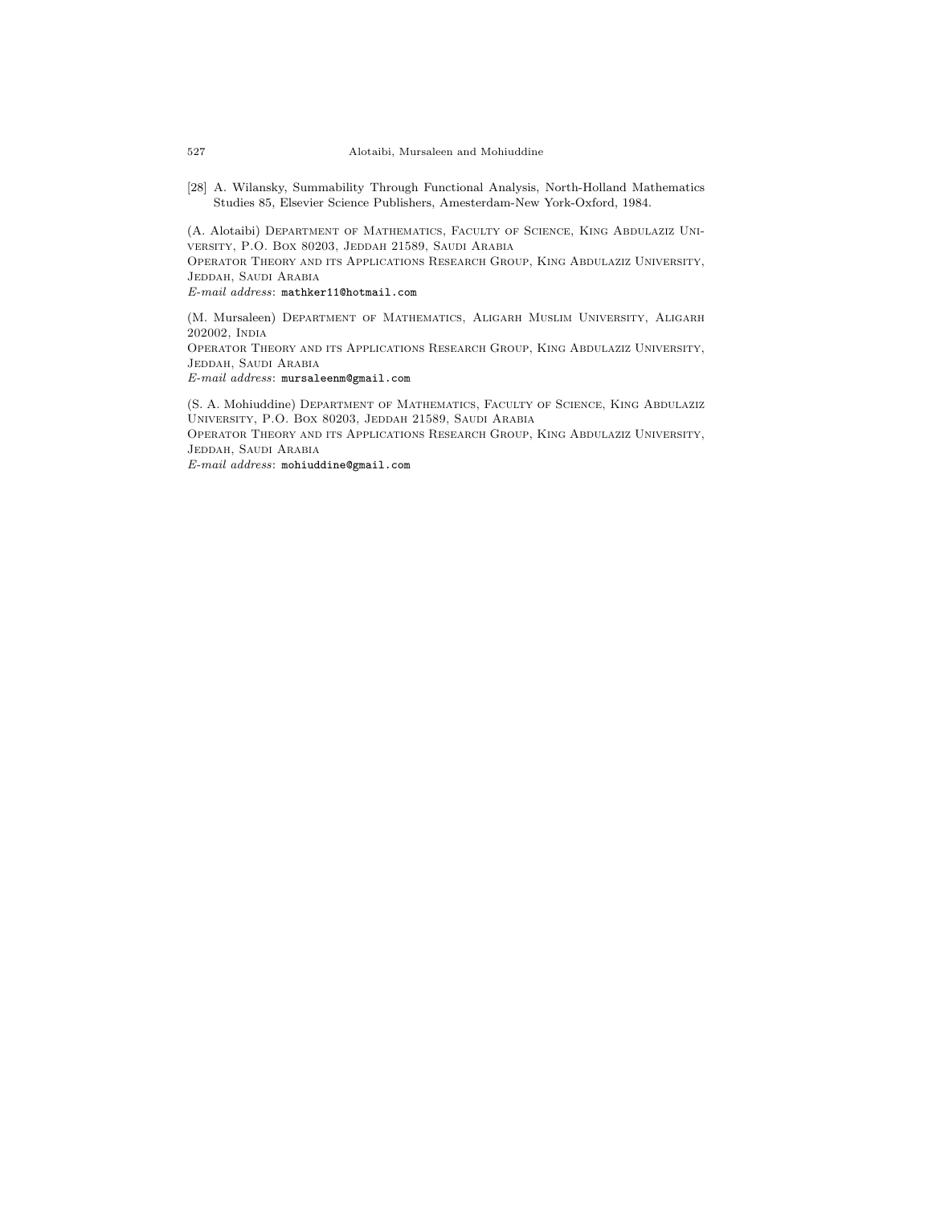[28] A. Wilansky, Summability Through Functional Analysis, North-Holland Mathematics Studies 85, Elsevier Science Publishers, Amesterdam-New York-Oxford, 1984.

(A. Alotaibi) Department of Mathematics, Faculty of Science, King Abdulaziz University, P.O. Box 80203, Jeddah 21589, Saudi Arabia
Operator Theory and its Applications Research Group, King Abdulaziz University, Jeddah, Saudi Arabia
*E-mail address*: mathker11@hotmail.com

(M. Mursaleen) Department of Mathematics, Aligarh Muslim University, Aligarh 202002, India
Operator Theory and its Applications Research Group, King Abdulaziz University, Jeddah, Saudi Arabia
*E-mail address*: mursaleenm@gmail.com

(S. A. Mohiuddine) Department of Mathematics, Faculty of Science, King Abdulaziz University, P.O. Box 80203, Jeddah 21589, Saudi Arabia
Operator Theory and its Applications Research Group, King Abdulaziz University, Jeddah, Saudi Arabia
*E-mail address*: mohiuddine@gmail.com